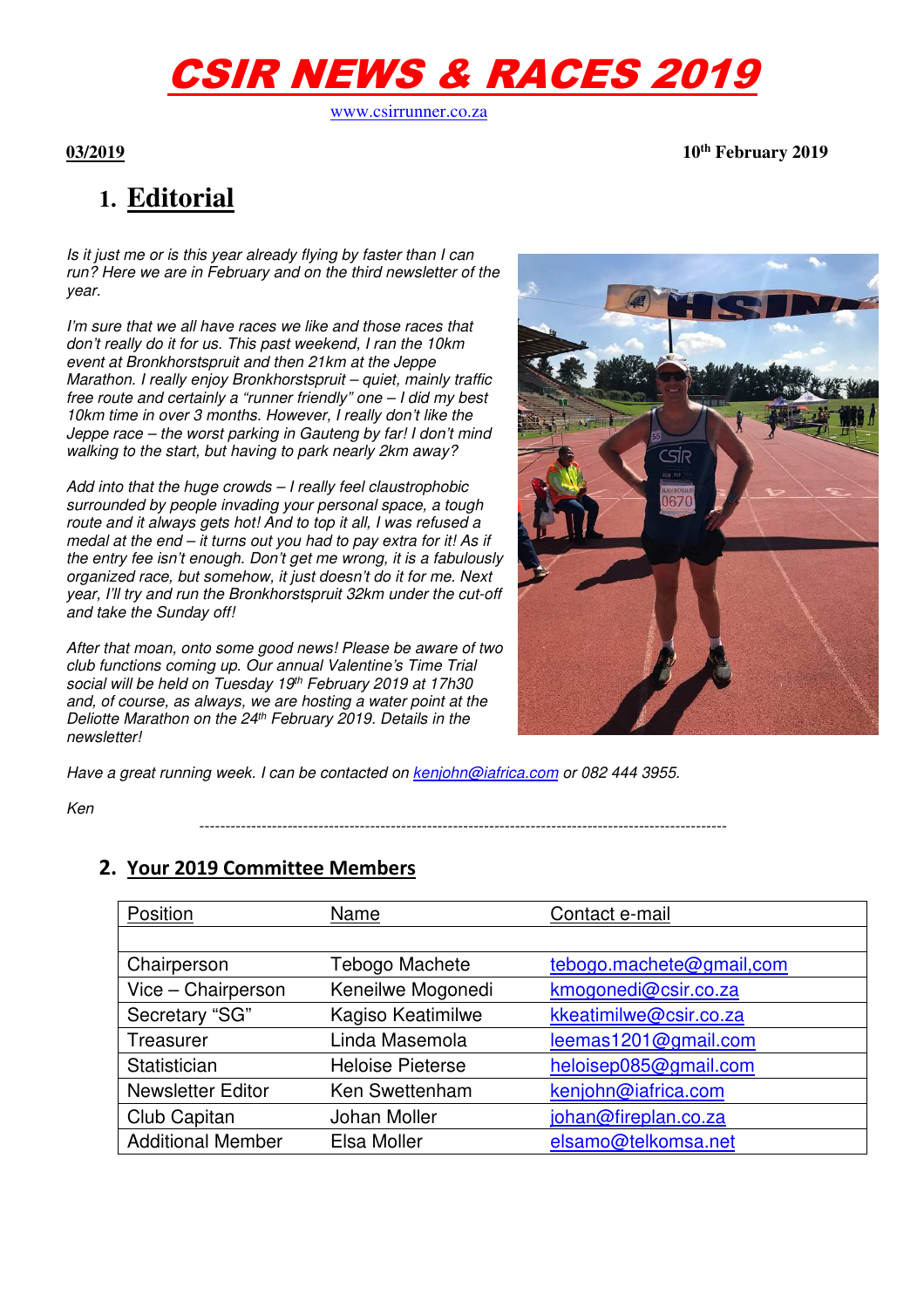# CSIR NEWS & RACES 2019

www.csirrunner.co.za

**03/2019** **10th February 2019**

## 1. Editorial

*Is it just me or is this year already flying by faster than I can run? Here we are in February and on the third newsletter of the year.*

*I'm sure that we all have races we like and those races that don't really do it for us. This past weekend, I ran the 10km event at Bronkhorstspruit and then 21km at the Jeppe Marathon. I really enjoy Bronkhorstspruit – quiet, mainly traffic free route and certainly a "runner friendly" one – I did my best 10km time in over 3 months. However, I really don't like the Jeppe race – the worst parking in Gauteng by far! I don't mind walking to the start, but having to park nearly 2km away?*

*Add into that the huge crowds – I really feel claustrophobic surrounded by people invading your personal space, a tough route and it always gets hot! And to top it all, I was refused a medal at the end – it turns out you had to pay extra for it! As if the entry fee isn't enough. Don't get me wrong, it is a fabulously organized race, but somehow, it just doesn't do it for me. Next year, I'll try and run the Bronkhorstspruit 32km under the cut-off and take the Sunday off!*

*After that moan, onto some good news! Please be aware of two club functions coming up. Our annual Valentine's Time Trial social will be held on Tuesday 19th February 2019 at 17h30 and, of course, as always, we are hosting a water point at the Deliotte Marathon on the 24th February 2019. Details in the newsletter!*

*Have a great running week. I can be contacted on kenjohn@iafrica.com or 082 444 3955.*

*Ken*

---

## 2. Your 2019 Committee Members

| Position | Name | Contact e-mail |
|---|---|---|
| | | |
| Chairperson | Tebogo Machete | tebogo.machete@gmail,com |
| Vice – Chairperson | Keneilwe Mogonedi | kmogonedi@csir.co.za |
| Secretary "SG" | Kagiso Keatimilwe | kkeatimilwe@csir.co.za |
| Treasurer | Linda Masemola | leemas1201@gmail.com |
| Statistician | Heloise Pieterse | heloisep085@gmail.com |
| Newsletter Editor | Ken Swettenham | kenjohn@iafrica.com |
| Club Capitan | Johan Moller | johan@fireplan.co.za |
| Additional Member | Elsa Moller | elsamo@telkomsa.net |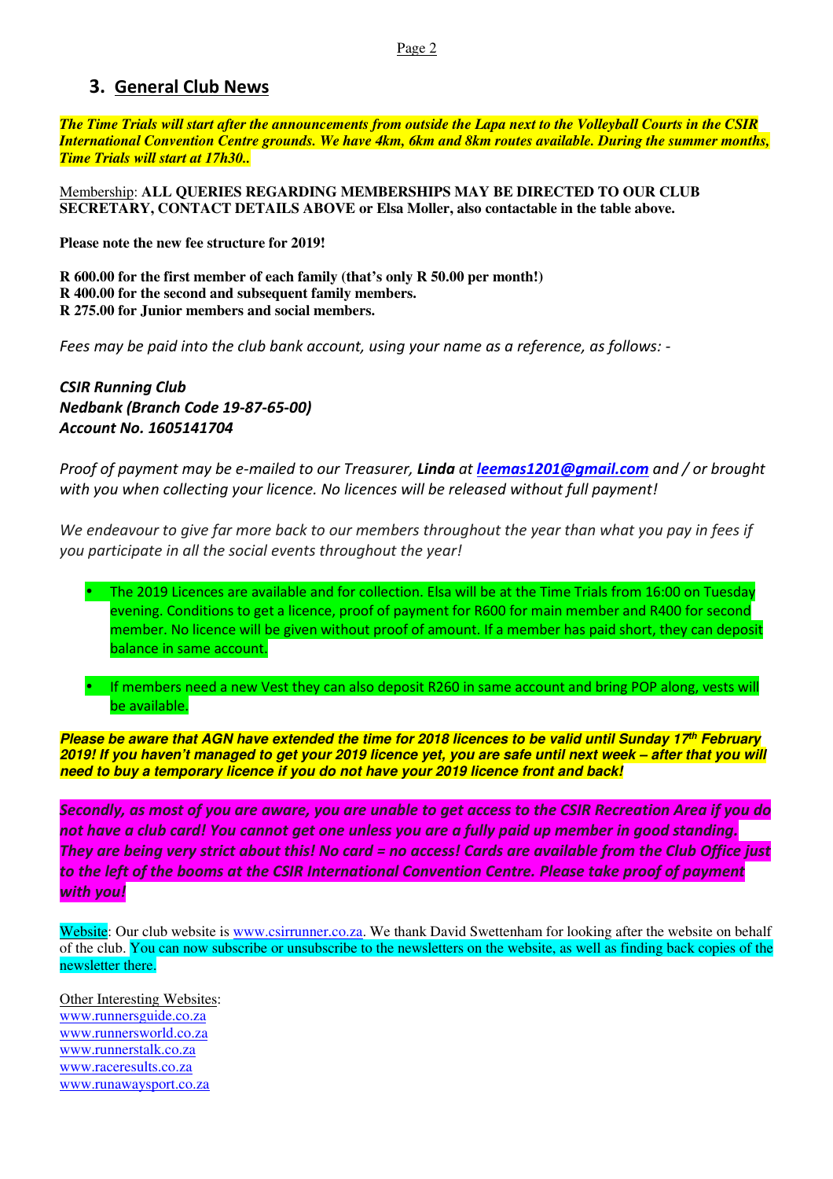## 3. General Club News

***The Time Trials will start after the announcements from outside the Lapa next to the Volleyball Courts in the CSIR International Convention Centre grounds. We have 4km, 6km and 8km routes available. During the summer months, Time Trials will start at 17h30..***

Membership: **ALL QUERIES REGARDING MEMBERSHIPS MAY BE DIRECTED TO OUR CLUB SECRETARY, CONTACT DETAILS ABOVE or Elsa Moller, also contactable in the table above.**

**Please note the new fee structure for 2019!**

**R 600.00 for the first member of each family (that's only R 50.00 per month!)**
**R 400.00 for the second and subsequent family members.**
**R 275.00 for Junior members and social members.**

*Fees may be paid into the club bank account, using your name as a reference, as follows: -*

***CSIR Running Club***
***Nedbank (Branch Code 19-87-65-00)***
***Account No. 1605141704***

*Proof of payment may be e-mailed to our Treasurer, **Linda** at **leemas1201@gmail.com** and / or brought with you when collecting your licence. No licences will be released without full payment!*

*We endeavour to give far more back to our members throughout the year than what you pay in fees if you participate in all the social events throughout the year!*

- The 2019 Licences are available and for collection. Elsa will be at the Time Trials from 16:00 on Tuesday evening. Conditions to get a licence, proof of payment for R600 for main member and R400 for second member. No licence will be given without proof of amount. If a member has paid short, they can deposit balance in same account.

- If members need a new Vest they can also deposit R260 in same account and bring POP along, vests will be available.

***Please be aware that AGN have extended the time for 2018 licences to be valid until Sunday 17th February 2019! If you haven't managed to get your 2019 licence yet, you are safe until next week – after that you will need to buy a temporary licence if you do not have your 2019 licence front and back!***

***Secondly, as most of you are aware, you are unable to get access to the CSIR Recreation Area if you do not have a club card! You cannot get one unless you are a fully paid up member in good standing. They are being very strict about this! No card = no access! Cards are available from the Club Office just to the left of the booms at the CSIR International Convention Centre. Please take proof of payment with you!***

Website: Our club website is www.csirrunner.co.za. We thank David Swettenham for looking after the website on behalf of the club. You can now subscribe or unsubscribe to the newsletters on the website, as well as finding back copies of the newsletter there.

Other Interesting Websites:
www.runnersguide.co.za
www.runnersworld.co.za
www.runnerstalk.co.za
www.raceresults.co.za
www.runawaysport.co.za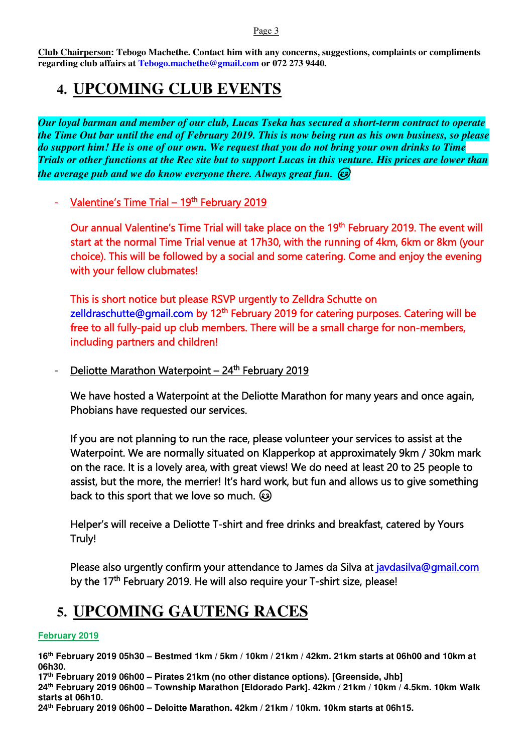**Club Chairperson: Tebogo Machethe. Contact him with any concerns, suggestions, complaints or compliments regarding club affairs at [Tebogo.machethe@gmail.com](mailto:Tebogo.machethe@gmail.com) or 072 273 9440.**

# 4. UPCOMING CLUB EVENTS

***Our loyal barman and member of our club, Lucas Tseka has secured a short-term contract to operate the Time Out bar until the end of February 2019. This is now being run as his own business, so please do support him! He is one of our own. We request that you do not bring your own drinks to Time Trials or other functions at the Rec site but to support Lucas in this venture. His prices are lower than the average pub and we do know everyone there. Always great fun.*** 😉

- Valentine's Time Trial – 19th February 2019

  Our annual Valentine's Time Trial will take place on the 19th February 2019. The event will start at the normal Time Trial venue at 17h30, with the running of 4km, 6km or 8km (your choice). This will be followed by a social and some catering. Come and enjoy the evening with your fellow clubmates!

  This is short notice but please RSVP urgently to Zelldra Schutte on [zelldraschutte@gmail.com](mailto:zelldraschutte@gmail.com) by 12th February 2019 for catering purposes. Catering will be free to all fully-paid up club members. There will be a small charge for non-members, including partners and children!

- Deliotte Marathon Waterpoint – 24th February 2019

  We have hosted a Waterpoint at the Deliotte Marathon for many years and once again, Phobians have requested our services.

  If you are not planning to run the race, please volunteer your services to assist at the Waterpoint. We are normally situated on Klapperkop at approximately 9km / 30km mark on the race. It is a lovely area, with great views! We do need at least 20 to 25 people to assist, but the more, the merrier! It's hard work, but fun and allows us to give something back to this sport that we love so much. 😉

  Helper's will receive a Deliotte T-shirt and free drinks and breakfast, catered by Yours Truly!

  Please also urgently confirm your attendance to James da Silva at [javdasilva@gmail.com](mailto:javdasilva@gmail.com) by the 17th February 2019. He will also require your T-shirt size, please!

# 5. UPCOMING GAUTENG RACES

**February 2019**

**16th February 2019 05h30 – Bestmed 1km / 5km / 10km / 21km / 42km. 21km starts at 06h00 and 10km at 06h30.**
**17th February 2019 06h00 – Pirates 21km (no other distance options). [Greenside, Jhb]**
**24th February 2019 06h00 – Township Marathon [Eldorado Park]. 42km / 21km / 10km / 4.5km. 10km Walk starts at 06h10.**
**24th February 2019 06h00 – Deloitte Marathon. 42km / 21km / 10km. 10km starts at 06h15.**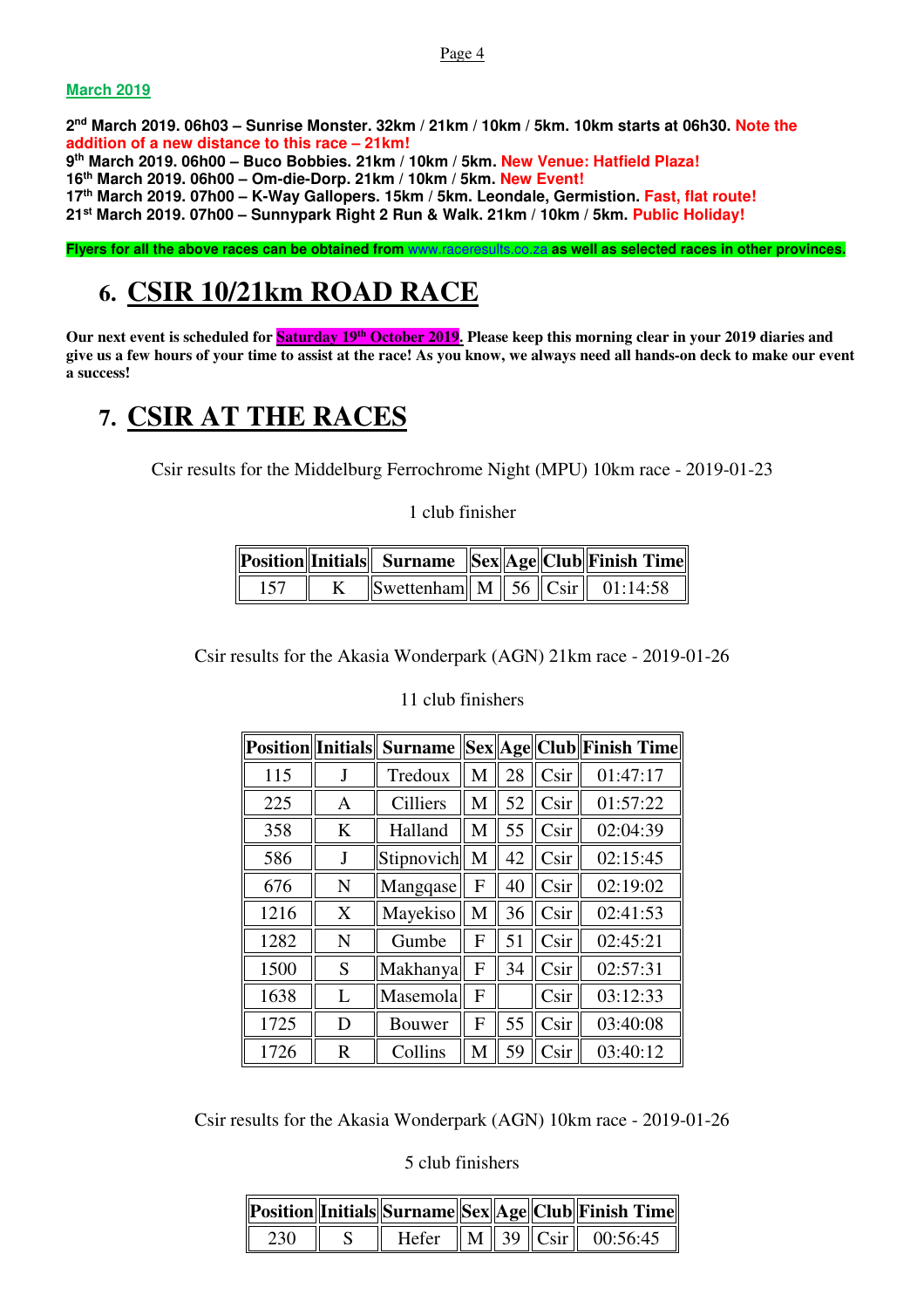**March 2019**

**2nd March 2019. 06h03 – Sunrise Monster. 32km / 21km / 10km / 5km. 10km starts at 06h30. Note the addition of a new distance to this race – 21km!**
**9th March 2019. 06h00 – Buco Bobbies. 21km / 10km / 5km. New Venue: Hatfield Plaza!**
**16th March 2019. 06h00 – Om-die-Dorp. 21km / 10km / 5km. New Event!**
**17th March 2019. 07h00 – K-Way Gallopers. 15km / 5km. Leondale, Germistion. Fast, flat route!**
**21st March 2019. 07h00 – Sunnypark Right 2 Run & Walk. 21km / 10km / 5km. Public Holiday!**

**Flyers for all the above races can be obtained from www.raceresults.co.za as well as selected races in other provinces.**

# 6. CSIR 10/21km ROAD RACE

**Our next event is scheduled for Saturday 19th October 2019. Please keep this morning clear in your 2019 diaries and give us a few hours of your time to assist at the race! As you know, we always need all hands-on deck to make our event a success!**

# 7. CSIR AT THE RACES

Csir results for the Middelburg Ferrochrome Night (MPU) 10km race - 2019-01-23

1 club finisher

| Position | Initials | Surname | Sex | Age | Club | Finish Time |
|---|---|---|---|---|---|---|
| 157 | K | Swettenham | M | 56 | Csir | 01:14:58 |

Csir results for the Akasia Wonderpark (AGN) 21km race - 2019-01-26

11 club finishers

| Position | Initials | Surname | Sex | Age | Club | Finish Time |
|---|---|---|---|---|---|---|
| 115 | J | Tredoux | M | 28 | Csir | 01:47:17 |
| 225 | A | Cilliers | M | 52 | Csir | 01:57:22 |
| 358 | K | Halland | M | 55 | Csir | 02:04:39 |
| 586 | J | Stipnovich | M | 42 | Csir | 02:15:45 |
| 676 | N | Mangqase | F | 40 | Csir | 02:19:02 |
| 1216 | X | Mayekiso | M | 36 | Csir | 02:41:53 |
| 1282 | N | Gumbe | F | 51 | Csir | 02:45:21 |
| 1500 | S | Makhanya | F | 34 | Csir | 02:57:31 |
| 1638 | L | Masemola | F | | Csir | 03:12:33 |
| 1725 | D | Bouwer | F | 55 | Csir | 03:40:08 |
| 1726 | R | Collins | M | 59 | Csir | 03:40:12 |

Csir results for the Akasia Wonderpark (AGN) 10km race - 2019-01-26

5 club finishers

| Position | Initials | Surname | Sex | Age | Club | Finish Time |
|---|---|---|---|---|---|---|
| 230 | S | Hefer | M | 39 | Csir | 00:56:45 |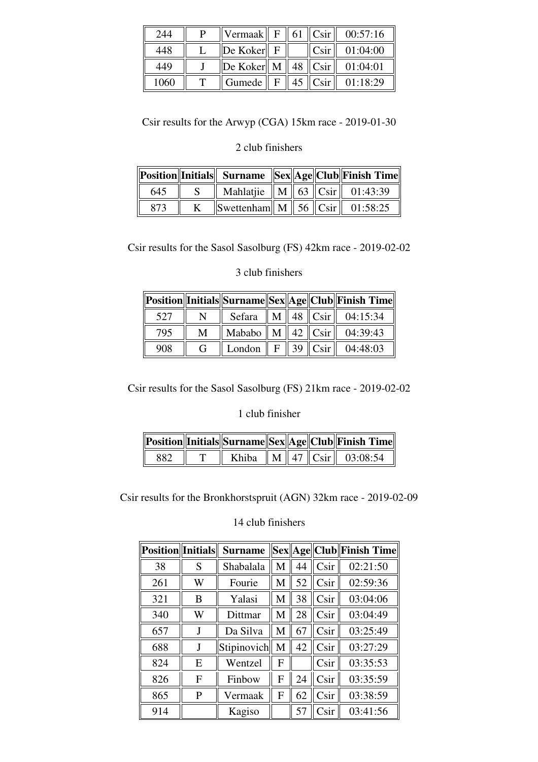| 244 | P | Vermaak | F | 61 | Csir | 00:57:16 |
|---|---|---|---|---|---|---|
| 448 | L | De Koker | F | | Csir | 01:04:00 |
| 449 | J | De Koker | M | 48 | Csir | 01:04:01 |
| 1060 | T | Gumede | F | 45 | Csir | 01:18:29 |

Csir results for the Arwyp (CGA) 15km race - 2019-01-30

2 club finishers

| Position | Initials | Surname | Sex | Age | Club | Finish Time |
|---|---|---|---|---|---|---|
| 645 | S | Mahlatjie | M | 63 | Csir | 01:43:39 |
| 873 | K | Swettenham | M | 56 | Csir | 01:58:25 |

Csir results for the Sasol Sasolburg (FS) 42km race - 2019-02-02

3 club finishers

| Position | Initials | Surname | Sex | Age | Club | Finish Time |
|---|---|---|---|---|---|---|
| 527 | N | Sefara | M | 48 | Csir | 04:15:34 |
| 795 | M | Mababo | M | 42 | Csir | 04:39:43 |
| 908 | G | London | F | 39 | Csir | 04:48:03 |

Csir results for the Sasol Sasolburg (FS) 21km race - 2019-02-02

1 club finisher

| Position | Initials | Surname | Sex | Age | Club | Finish Time |
|---|---|---|---|---|---|---|
| 882 | T | Khiba | M | 47 | Csir | 03:08:54 |

Csir results for the Bronkhorstspruit (AGN) 32km race - 2019-02-09

14 club finishers

| Position | Initials | Surname | Sex | Age | Club | Finish Time |
|---|---|---|---|---|---|---|
| 38 | S | Shabalala | M | 44 | Csir | 02:21:50 |
| 261 | W | Fourie | M | 52 | Csir | 02:59:36 |
| 321 | B | Yalasi | M | 38 | Csir | 03:04:06 |
| 340 | W | Dittmar | M | 28 | Csir | 03:04:49 |
| 657 | J | Da Silva | M | 67 | Csir | 03:25:49 |
| 688 | J | Stipinovich | M | 42 | Csir | 03:27:29 |
| 824 | E | Wentzel | F | | Csir | 03:35:53 |
| 826 | F | Finbow | F | 24 | Csir | 03:35:59 |
| 865 | P | Vermaak | F | 62 | Csir | 03:38:59 |
| 914 | | Kagiso | | 57 | Csir | 03:41:56 |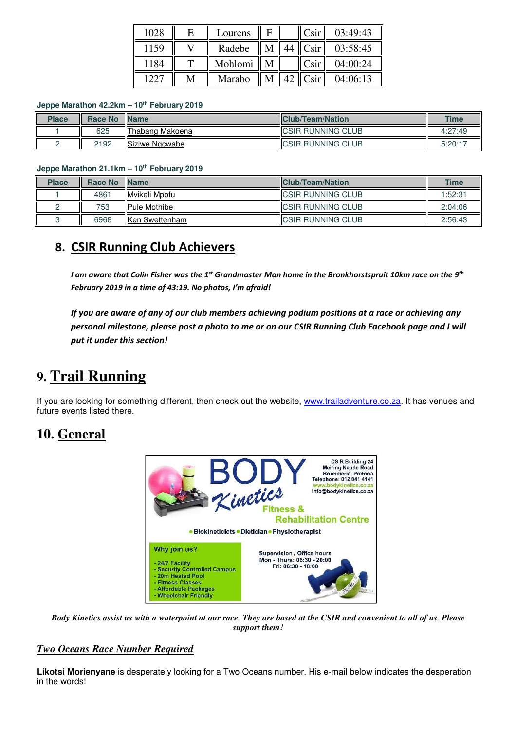| 1028 | E | Lourens | F | | Csir | 03:49:43 |
|---|---|---|---|---|---|---|
| 1159 | V | Radebe | M | 44 | Csir | 03:58:45 |
| 1184 | T | Mohlomi | M | | Csir | 04:00:24 |
| 1227 | M | Marabo | M | 42 | Csir | 04:06:13 |

**Jeppe Marathon 42.2km – 10th February 2019**

| Place | Race No | Name | Club/Team/Nation | Time |
|---|---|---|---|---|
| 1 | 625 | Thabang Makoena | CSIR RUNNING CLUB | 4:27:49 |
| 2 | 2192 | Siziwe Ngcwabe | CSIR RUNNING CLUB | 5:20:17 |

**Jeppe Marathon 21.1km – 10th February 2019**

| Place | Race No | Name | Club/Team/Nation | Time |
|---|---|---|---|---|
| 1 | 4861 | Mvikeli Mpofu | CSIR RUNNING CLUB | 1:52:31 |
| 2 | 753 | Pule Mothibe | CSIR RUNNING CLUB | 2:04:06 |
| 3 | 6968 | Ken Swettenham | CSIR RUNNING CLUB | 2:56:43 |

## 8. CSIR Running Club Achievers

***I am aware that Colin Fisher was the 1st Grandmaster Man home in the Bronkhorstspruit 10km race on the 9th February 2019 in a time of 43:19. No photos, I'm afraid!***

***If you are aware of any of our club members achieving podium positions at a race or achieving any personal milestone, please post a photo to me or on our CSIR Running Club Facebook page and I will put it under this section!***

## 9. Trail Running

If you are looking for something different, then check out the website, www.trailadventure.co.za. It has venues and future events listed there.

## 10. General

BODY Kinetics

CSIR Building 24
Meiring Naude Road
Brummeria, Pretoria
Telephone: 012 841 4141
www.bodykinetics.co.za
info@bodykinetics.co.za

Fitness & Rehabilitation Centre

• Biokineticicts • Dietician • Physiotherapist

Why join us?

- 24/7 Facility
- Security Controlled Campus
- 20m Heated Pool
- Fitness Classes
- Affordable Packages
- Wheelchair Friendly

Supervision / Office hours
Mon - Thurs: 06:30 - 20:00
Fri: 06:30 - 18:00

***Body Kinetics assist us with a waterpoint at our race. They are based at the CSIR and convenient to all of us. Please support them!***

***Two Oceans Race Number Required***

**Likotsi Morienyane** is desperately looking for a Two Oceans number. His e-mail below indicates the desperation in the words!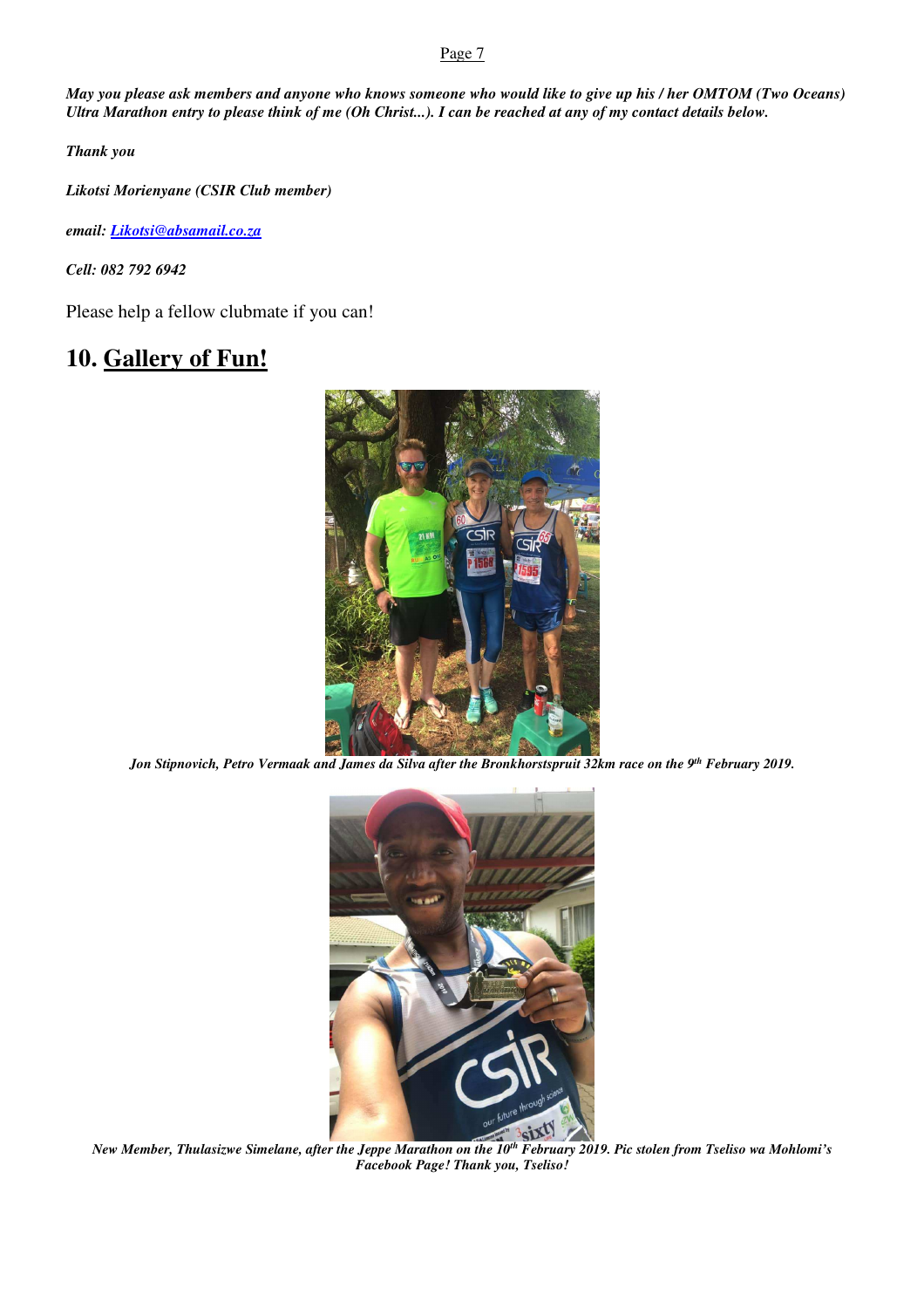*May you please ask members and anyone who knows someone who would like to give up his / her OMTOM (Two Oceans) Ultra Marathon entry to please think of me (Oh Christ...). I can be reached at any of my contact details below.*

*Thank you*

*Likotsi Morienyane (CSIR Club member)*

*email: [Likotsi@absamail.co.za](mailto:Likotsi@absamail.co.za)*

*Cell: 082 792 6942*

Please help a fellow clubmate if you can!

## 10. Gallery of Fun!

*Jon Stipnovich, Petro Vermaak and James da Silva after the Bronkhorstspruit 32km race on the 9th February 2019.*

*New Member, Thulasizwe Simelane, after the Jeppe Marathon on the 10th February 2019. Pic stolen from Tseliso wa Mohlomi's Facebook Page! Thank you, Tseliso!*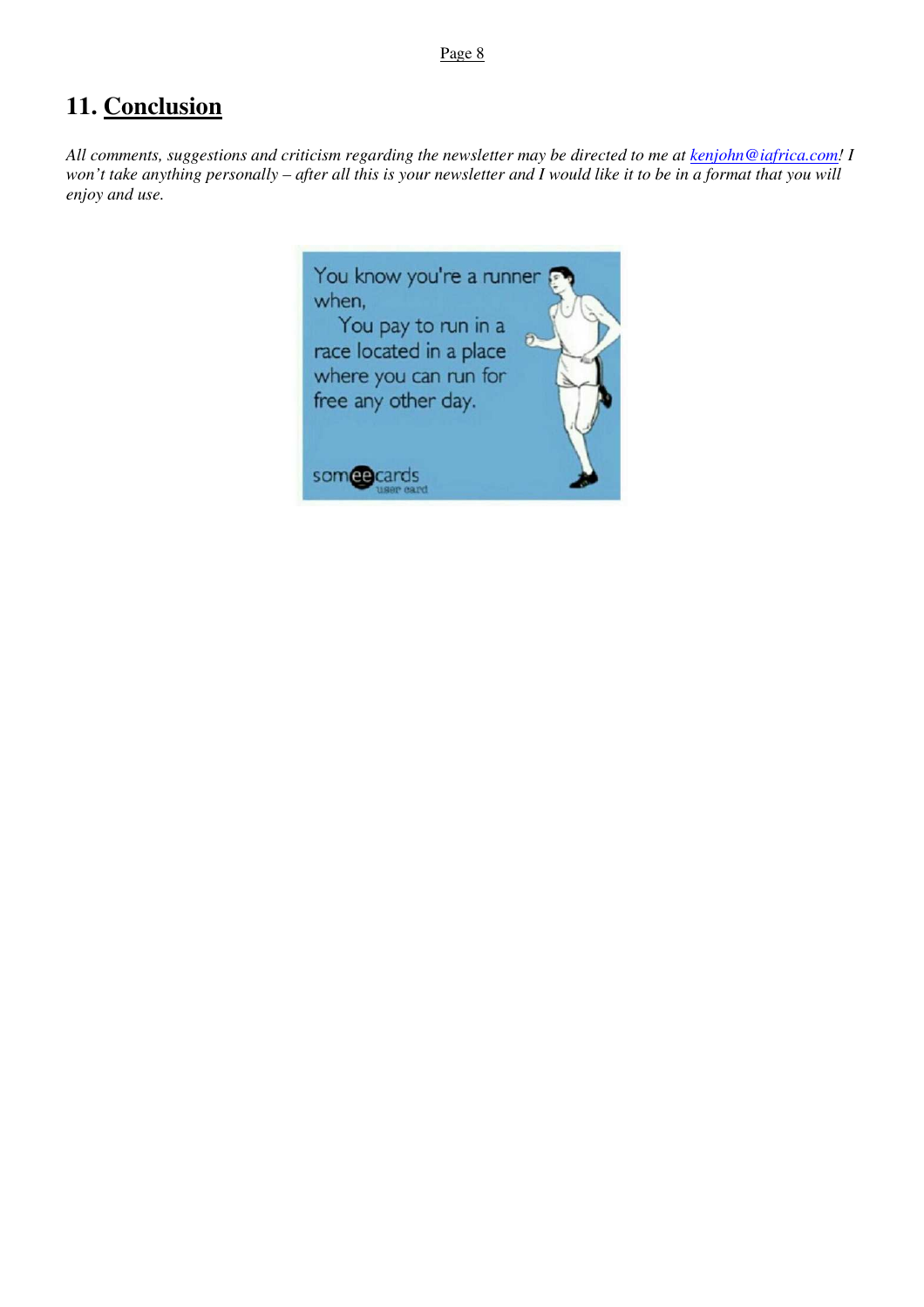## 11. Conclusion

*All comments, suggestions and criticism regarding the newsletter may be directed to me at [kenjohn@iafrica.com](mailto:kenjohn@iafrica.com)! I won't take anything personally – after all this is your newsletter and I would like it to be in a format that you will enjoy and use.*

You know you're a runner when,
You pay to run in a race located in a place where you can run for free any other day.

someecards
user card